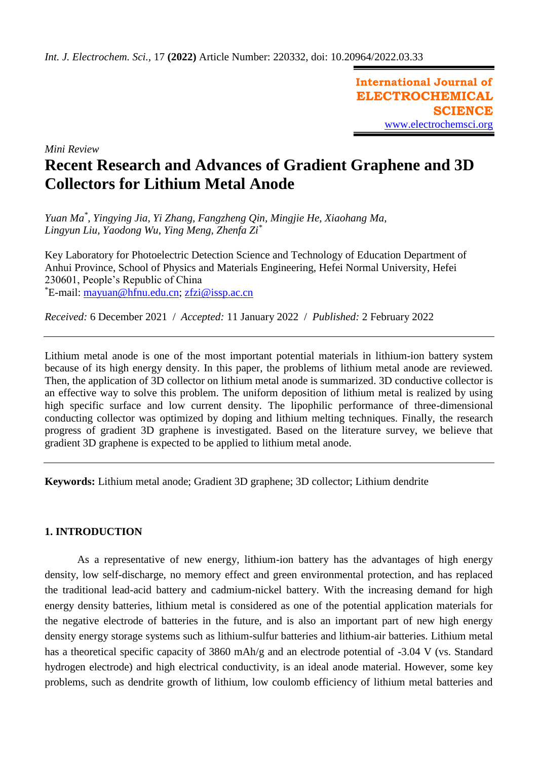*Int. J. Electrochem. Sci.,* 17 **(2022)** Article Number: 220332, doi: 10.20964/2022.03.33

**International Journal of ELECTROCHEMICAL SCIENCE**
www.electrochemsci.org

*Mini Review*

# Recent Research and Advances of Gradient Graphene and 3D Collectors for Lithium Metal Anode

*Yuan Ma\*, Yingying Jia, Yi Zhang, Fangzheng Qin, Mingjie He, Xiaohang Ma, Lingyun Liu, Yaodong Wu, Ying Meng, Zhenfa Zi\**

Key Laboratory for Photoelectric Detection Science and Technology of Education Department of Anhui Province, School of Physics and Materials Engineering, Hefei Normal University, Hefei 230601, People's Republic of China
\*E-mail: mayuan@hfnu.edu.cn; zfzi@issp.ac.cn

*Received:* 6 December 2021 / *Accepted:* 11 January 2022 / *Published:* 2 February 2022

---

Lithium metal anode is one of the most important potential materials in lithium-ion battery system because of its high energy density. In this paper, the problems of lithium metal anode are reviewed. Then, the application of 3D collector on lithium metal anode is summarized. 3D conductive collector is an effective way to solve this problem. The uniform deposition of lithium metal is realized by using high specific surface and low current density. The lipophilic performance of three-dimensional conducting collector was optimized by doping and lithium melting techniques. Finally, the research progress of gradient 3D graphene is investigated. Based on the literature survey, we believe that gradient 3D graphene is expected to be applied to lithium metal anode.

---

**Keywords:** Lithium metal anode; Gradient 3D graphene; 3D collector; Lithium dendrite

## 1. INTRODUCTION

As a representative of new energy, lithium-ion battery has the advantages of high energy density, low self-discharge, no memory effect and green environmental protection, and has replaced the traditional lead-acid battery and cadmium-nickel battery. With the increasing demand for high energy density batteries, lithium metal is considered as one of the potential application materials for the negative electrode of batteries in the future, and is also an important part of new high energy density energy storage systems such as lithium-sulfur batteries and lithium-air batteries. Lithium metal has a theoretical specific capacity of 3860 mAh/g and an electrode potential of -3.04 V (vs. Standard hydrogen electrode) and high electrical conductivity, is an ideal anode material. However, some key problems, such as dendrite growth of lithium, low coulomb efficiency of lithium metal batteries and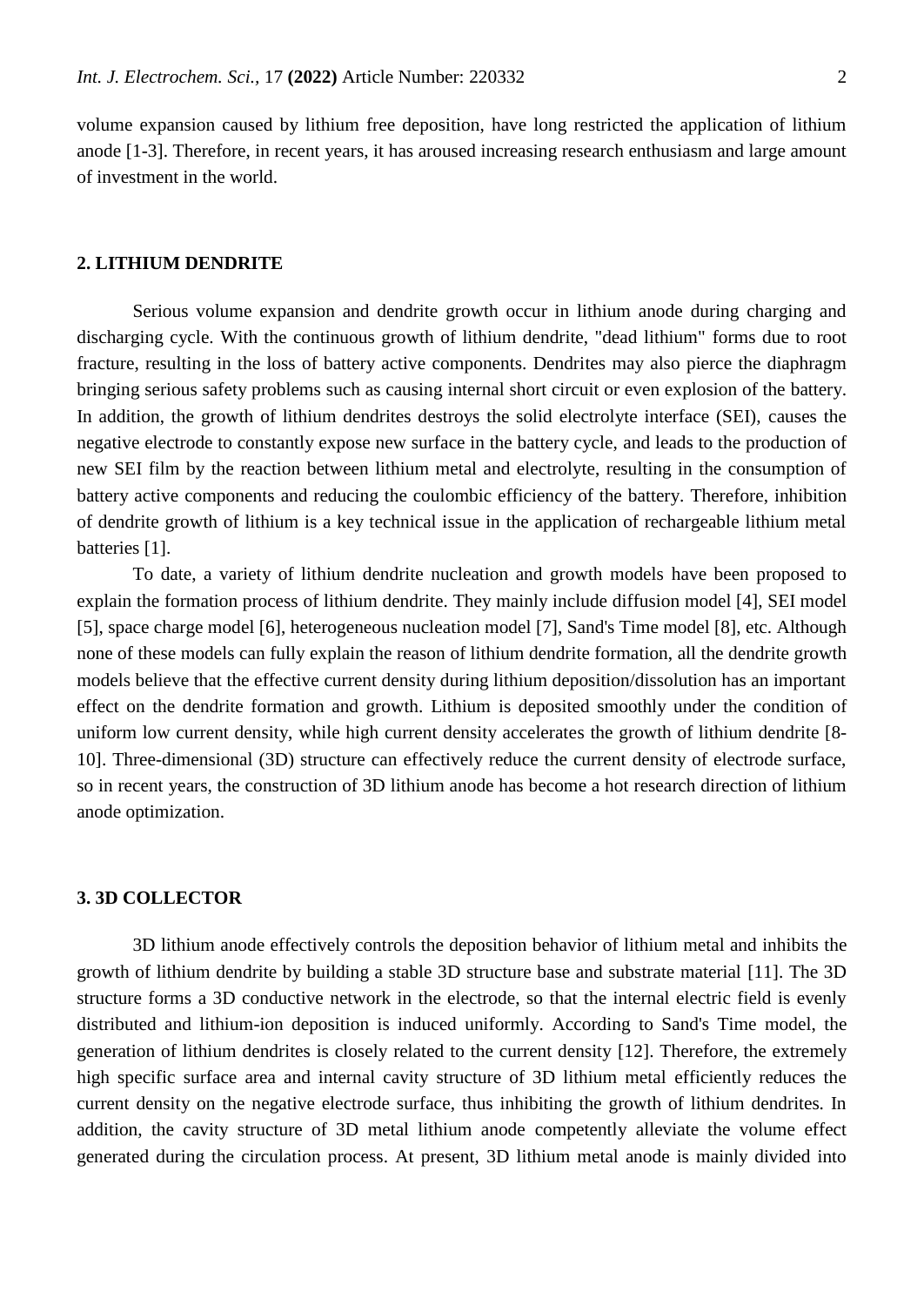volume expansion caused by lithium free deposition, have long restricted the application of lithium anode [1-3]. Therefore, in recent years, it has aroused increasing research enthusiasm and large amount of investment in the world.

## 2. LITHIUM DENDRITE

Serious volume expansion and dendrite growth occur in lithium anode during charging and discharging cycle. With the continuous growth of lithium dendrite, "dead lithium" forms due to root fracture, resulting in the loss of battery active components. Dendrites may also pierce the diaphragm bringing serious safety problems such as causing internal short circuit or even explosion of the battery. In addition, the growth of lithium dendrites destroys the solid electrolyte interface (SEI), causes the negative electrode to constantly expose new surface in the battery cycle, and leads to the production of new SEI film by the reaction between lithium metal and electrolyte, resulting in the consumption of battery active components and reducing the coulombic efficiency of the battery. Therefore, inhibition of dendrite growth of lithium is a key technical issue in the application of rechargeable lithium metal batteries [1].

To date, a variety of lithium dendrite nucleation and growth models have been proposed to explain the formation process of lithium dendrite. They mainly include diffusion model [4], SEI model [5], space charge model [6], heterogeneous nucleation model [7], Sand's Time model [8], etc. Although none of these models can fully explain the reason of lithium dendrite formation, all the dendrite growth models believe that the effective current density during lithium deposition/dissolution has an important effect on the dendrite formation and growth. Lithium is deposited smoothly under the condition of uniform low current density, while high current density accelerates the growth of lithium dendrite [8-10]. Three-dimensional (3D) structure can effectively reduce the current density of electrode surface, so in recent years, the construction of 3D lithium anode has become a hot research direction of lithium anode optimization.

## 3. 3D COLLECTOR

3D lithium anode effectively controls the deposition behavior of lithium metal and inhibits the growth of lithium dendrite by building a stable 3D structure base and substrate material [11]. The 3D structure forms a 3D conductive network in the electrode, so that the internal electric field is evenly distributed and lithium-ion deposition is induced uniformly. According to Sand's Time model, the generation of lithium dendrites is closely related to the current density [12]. Therefore, the extremely high specific surface area and internal cavity structure of 3D lithium metal efficiently reduces the current density on the negative electrode surface, thus inhibiting the growth of lithium dendrites. In addition, the cavity structure of 3D metal lithium anode competently alleviate the volume effect generated during the circulation process. At present, 3D lithium metal anode is mainly divided into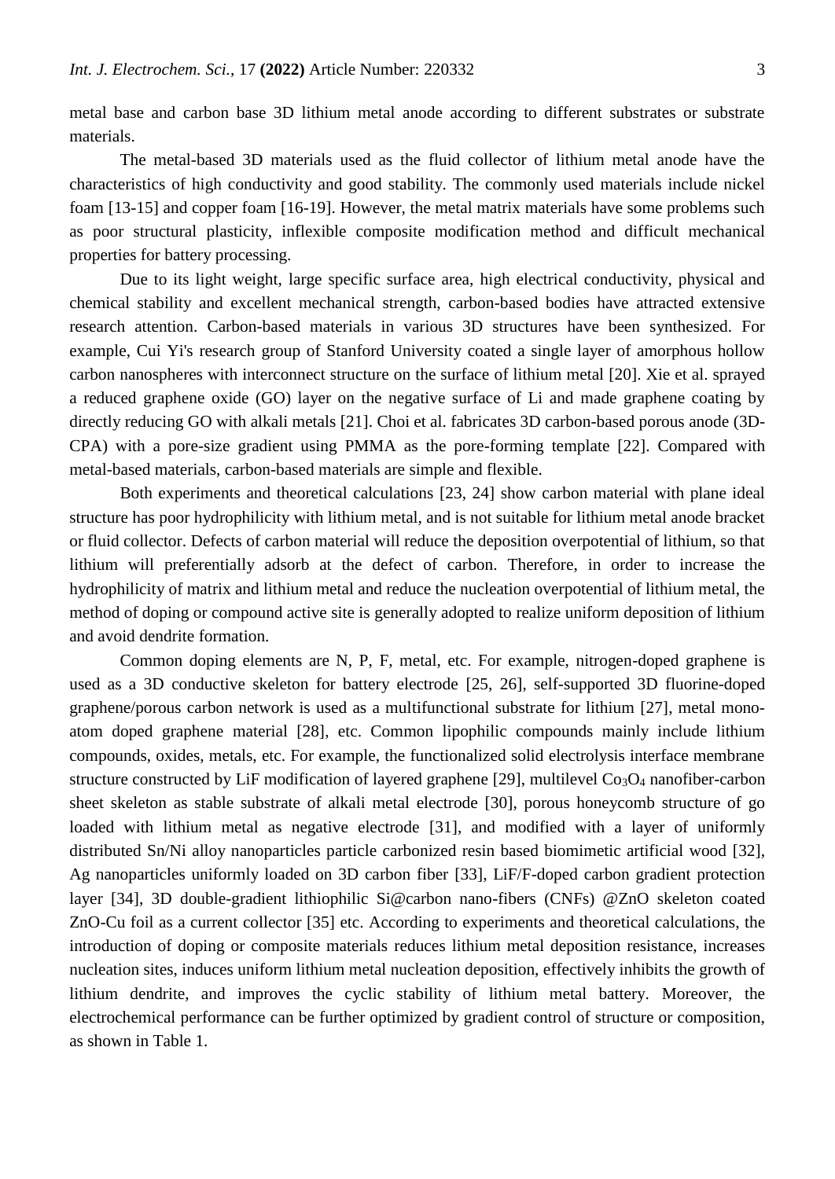metal base and carbon base 3D lithium metal anode according to different substrates or substrate materials.

The metal-based 3D materials used as the fluid collector of lithium metal anode have the characteristics of high conductivity and good stability. The commonly used materials include nickel foam [13-15] and copper foam [16-19]. However, the metal matrix materials have some problems such as poor structural plasticity, inflexible composite modification method and difficult mechanical properties for battery processing.

Due to its light weight, large specific surface area, high electrical conductivity, physical and chemical stability and excellent mechanical strength, carbon-based bodies have attracted extensive research attention. Carbon-based materials in various 3D structures have been synthesized. For example, Cui Yi's research group of Stanford University coated a single layer of amorphous hollow carbon nanospheres with interconnect structure on the surface of lithium metal [20]. Xie et al. sprayed a reduced graphene oxide (GO) layer on the negative surface of Li and made graphene coating by directly reducing GO with alkali metals [21]. Choi et al. fabricates 3D carbon-based porous anode (3D-CPA) with a pore-size gradient using PMMA as the pore-forming template [22]. Compared with metal-based materials, carbon-based materials are simple and flexible.

Both experiments and theoretical calculations [23, 24] show carbon material with plane ideal structure has poor hydrophilicity with lithium metal, and is not suitable for lithium metal anode bracket or fluid collector. Defects of carbon material will reduce the deposition overpotential of lithium, so that lithium will preferentially adsorb at the defect of carbon. Therefore, in order to increase the hydrophilicity of matrix and lithium metal and reduce the nucleation overpotential of lithium metal, the method of doping or compound active site is generally adopted to realize uniform deposition of lithium and avoid dendrite formation.

Common doping elements are N, P, F, metal, etc. For example, nitrogen-doped graphene is used as a 3D conductive skeleton for battery electrode [25, 26], self-supported 3D fluorine-doped graphene/porous carbon network is used as a multifunctional substrate for lithium [27], metal mono-atom doped graphene material [28], etc. Common lipophilic compounds mainly include lithium compounds, oxides, metals, etc. For example, the functionalized solid electrolysis interface membrane structure constructed by LiF modification of layered graphene [29], multilevel $Co_3O_4$ nanofiber-carbon sheet skeleton as stable substrate of alkali metal electrode [30], porous honeycomb structure of go loaded with lithium metal as negative electrode [31], and modified with a layer of uniformly distributed Sn/Ni alloy nanoparticles particle carbonized resin based biomimetic artificial wood [32], Ag nanoparticles uniformly loaded on 3D carbon fiber [33], LiF/F-doped carbon gradient protection layer [34], 3D double-gradient lithiophilic Si@carbon nano-fibers (CNFs) @ZnO skeleton coated ZnO-Cu foil as a current collector [35] etc. According to experiments and theoretical calculations, the introduction of doping or composite materials reduces lithium metal deposition resistance, increases nucleation sites, induces uniform lithium metal nucleation deposition, effectively inhibits the growth of lithium dendrite, and improves the cyclic stability of lithium metal battery. Moreover, the electrochemical performance can be further optimized by gradient control of structure or composition, as shown in Table 1.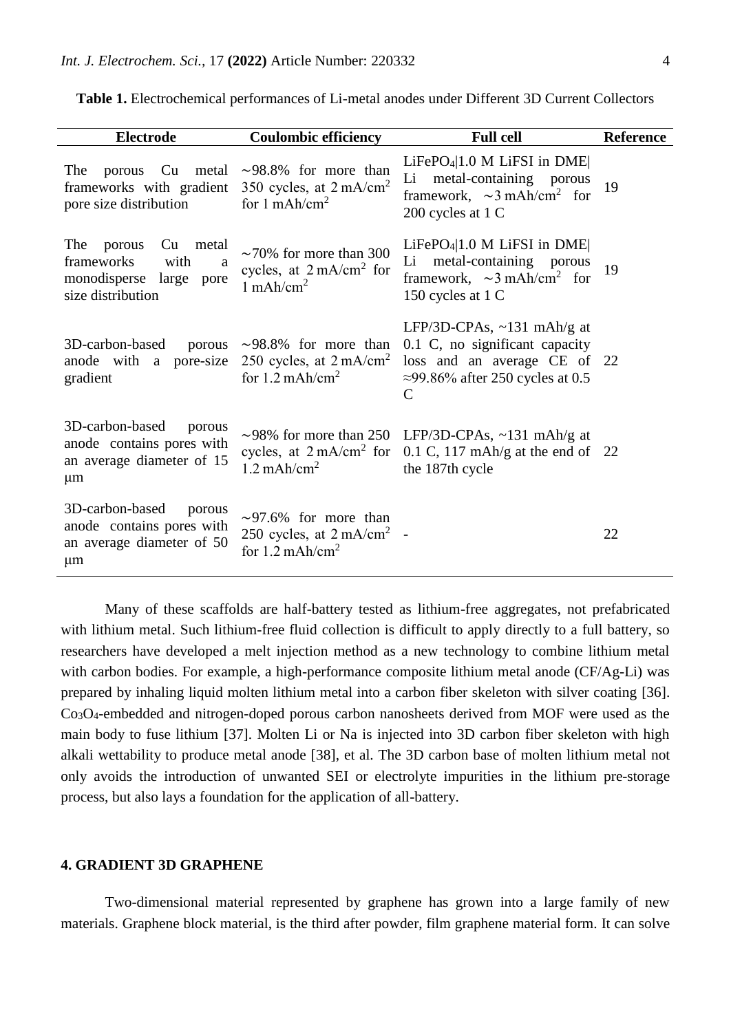**Table 1.** Electrochemical performances of Li-metal anodes under Different 3D Current Collectors

| Electrode | Coulombic efficiency | Full cell | Reference |
|---|---|---|---|
| The porous Cu metal frameworks with gradient pore size distribution | ∼98.8% for more than 350 cycles, at 2 $mA/cm^2$ for 1 $mAh/cm^2$ | $LiFePO_4$\|1.0 M LiFSI in DME\| Li metal-containing porous framework, ∼3 $mAh/cm^2$ for 200 cycles at 1 C | 19 |
| The porous Cu metal frameworks with a monodisperse large pore size distribution | ∼70% for more than 300 cycles, at 2 $mA/cm^2$ for 1 $mAh/cm^2$ | $LiFePO_4$\|1.0 M LiFSI in DME\| Li metal-containing porous framework, ∼3 $mAh/cm^2$ for 150 cycles at 1 C | 19 |
| 3D-carbon-based porous anode with a pore-size gradient | ∼98.8% for more than 250 cycles, at 2 $mA/cm^2$ for 1.2 $mAh/cm^2$ | LFP/3D-CPAs, ~131 mAh/g at 0.1 C, no significant capacity loss and an average CE of ≈99.86% after 250 cycles at 0.5 C | 22 |
| 3D-carbon-based porous anode contains pores with an average diameter of 15 μm | ∼98% for more than 250 cycles, at 2 $mA/cm^2$ for 1.2 $mAh/cm^2$ | LFP/3D-CPAs, ~131 mAh/g at 0.1 C, 117 mAh/g at the end of the 187th cycle | 22 |
| 3D-carbon-based porous anode contains pores with an average diameter of 50 μm | ∼97.6% for more than 250 cycles, at 2 $mA/cm^2$ for 1.2 $mAh/cm^2$ | - | 22 |

Many of these scaffolds are half-battery tested as lithium-free aggregates, not prefabricated with lithium metal. Such lithium-free fluid collection is difficult to apply directly to a full battery, so researchers have developed a melt injection method as a new technology to combine lithium metal with carbon bodies. For example, a high-performance composite lithium metal anode (CF/Ag-Li) was prepared by inhaling liquid molten lithium metal into a carbon fiber skeleton with silver coating [36]. $Co_3O_4$-embedded and nitrogen-doped porous carbon nanosheets derived from MOF were used as the main body to fuse lithium [37]. Molten Li or Na is injected into 3D carbon fiber skeleton with high alkali wettability to produce metal anode [38], et al. The 3D carbon base of molten lithium metal not only avoids the introduction of unwanted SEI or electrolyte impurities in the lithium pre-storage process, but also lays a foundation for the application of all-battery.

## 4. GRADIENT 3D GRAPHENE

Two-dimensional material represented by graphene has grown into a large family of new materials. Graphene block material, is the third after powder, film graphene material form. It can solve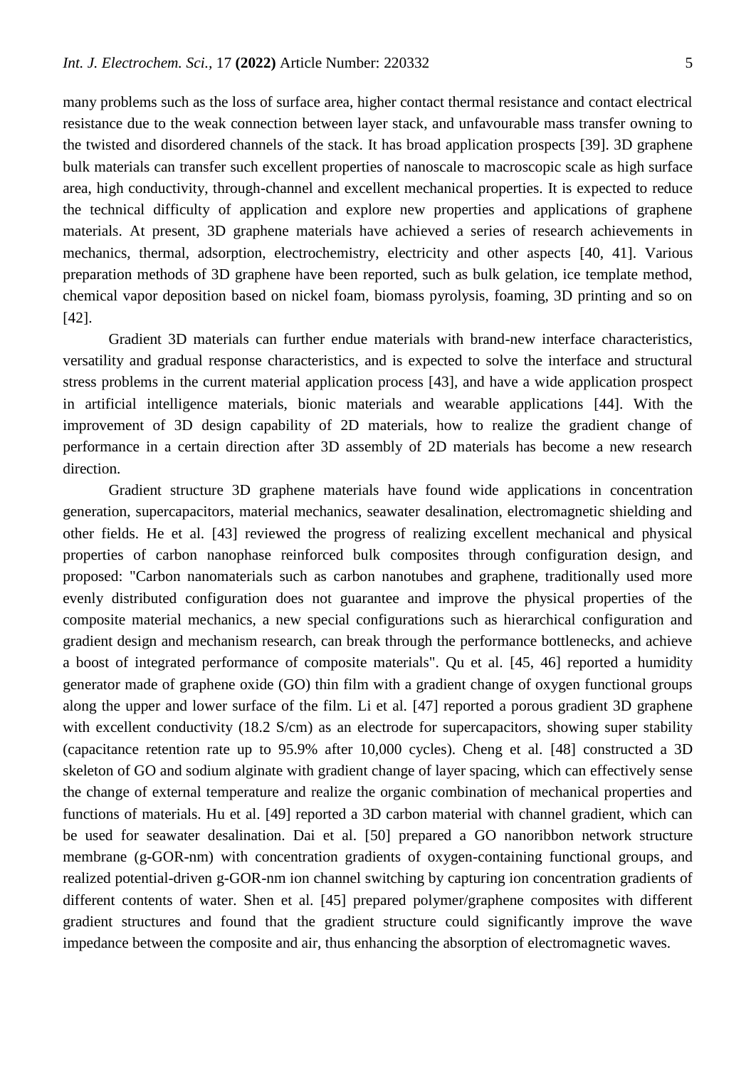many problems such as the loss of surface area, higher contact thermal resistance and contact electrical resistance due to the weak connection between layer stack, and unfavourable mass transfer owning to the twisted and disordered channels of the stack. It has broad application prospects [39]. 3D graphene bulk materials can transfer such excellent properties of nanoscale to macroscopic scale as high surface area, high conductivity, through-channel and excellent mechanical properties. It is expected to reduce the technical difficulty of application and explore new properties and applications of graphene materials. At present, 3D graphene materials have achieved a series of research achievements in mechanics, thermal, adsorption, electrochemistry, electricity and other aspects [40, 41]. Various preparation methods of 3D graphene have been reported, such as bulk gelation, ice template method, chemical vapor deposition based on nickel foam, biomass pyrolysis, foaming, 3D printing and so on [42].

Gradient 3D materials can further endue materials with brand-new interface characteristics, versatility and gradual response characteristics, and is expected to solve the interface and structural stress problems in the current material application process [43], and have a wide application prospect in artificial intelligence materials, bionic materials and wearable applications [44]. With the improvement of 3D design capability of 2D materials, how to realize the gradient change of performance in a certain direction after 3D assembly of 2D materials has become a new research direction.

Gradient structure 3D graphene materials have found wide applications in concentration generation, supercapacitors, material mechanics, seawater desalination, electromagnetic shielding and other fields. He et al. [43] reviewed the progress of realizing excellent mechanical and physical properties of carbon nanophase reinforced bulk composites through configuration design, and proposed: "Carbon nanomaterials such as carbon nanotubes and graphene, traditionally used more evenly distributed configuration does not guarantee and improve the physical properties of the composite material mechanics, a new special configurations such as hierarchical configuration and gradient design and mechanism research, can break through the performance bottlenecks, and achieve a boost of integrated performance of composite materials". Qu et al. [45, 46] reported a humidity generator made of graphene oxide (GO) thin film with a gradient change of oxygen functional groups along the upper and lower surface of the film. Li et al. [47] reported a porous gradient 3D graphene with excellent conductivity (18.2 S/cm) as an electrode for supercapacitors, showing super stability (capacitance retention rate up to 95.9% after 10,000 cycles). Cheng et al. [48] constructed a 3D skeleton of GO and sodium alginate with gradient change of layer spacing, which can effectively sense the change of external temperature and realize the organic combination of mechanical properties and functions of materials. Hu et al. [49] reported a 3D carbon material with channel gradient, which can be used for seawater desalination. Dai et al. [50] prepared a GO nanoribbon network structure membrane (g-GOR-nm) with concentration gradients of oxygen-containing functional groups, and realized potential-driven g-GOR-nm ion channel switching by capturing ion concentration gradients of different contents of water. Shen et al. [45] prepared polymer/graphene composites with different gradient structures and found that the gradient structure could significantly improve the wave impedance between the composite and air, thus enhancing the absorption of electromagnetic waves.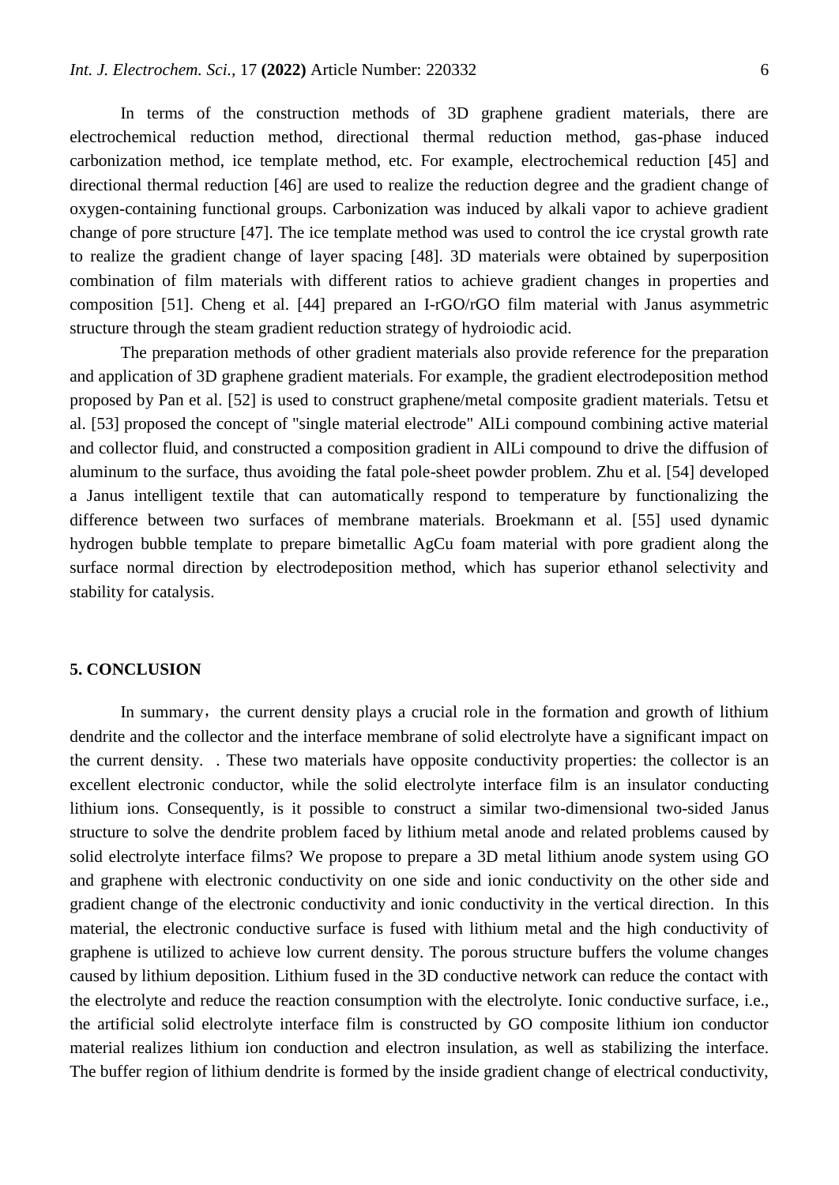In terms of the construction methods of 3D graphene gradient materials, there are electrochemical reduction method, directional thermal reduction method, gas-phase induced carbonization method, ice template method, etc. For example, electrochemical reduction [45] and directional thermal reduction [46] are used to realize the reduction degree and the gradient change of oxygen-containing functional groups. Carbonization was induced by alkali vapor to achieve gradient change of pore structure [47]. The ice template method was used to control the ice crystal growth rate to realize the gradient change of layer spacing [48]. 3D materials were obtained by superposition combination of film materials with different ratios to achieve gradient changes in properties and composition [51]. Cheng et al. [44] prepared an I-rGO/rGO film material with Janus asymmetric structure through the steam gradient reduction strategy of hydroiodic acid.

The preparation methods of other gradient materials also provide reference for the preparation and application of 3D graphene gradient materials. For example, the gradient electrodeposition method proposed by Pan et al. [52] is used to construct graphene/metal composite gradient materials. Tetsu et al. [53] proposed the concept of "single material electrode" AlLi compound combining active material and collector fluid, and constructed a composition gradient in AlLi compound to drive the diffusion of aluminum to the surface, thus avoiding the fatal pole-sheet powder problem. Zhu et al. [54] developed a Janus intelligent textile that can automatically respond to temperature by functionalizing the difference between two surfaces of membrane materials. Broekmann et al. [55] used dynamic hydrogen bubble template to prepare bimetallic AgCu foam material with pore gradient along the surface normal direction by electrodeposition method, which has superior ethanol selectivity and stability for catalysis.

## 5. CONCLUSION

In summary，the current density plays a crucial role in the formation and growth of lithium dendrite and the collector and the interface membrane of solid electrolyte have a significant impact on the current density. . These two materials have opposite conductivity properties: the collector is an excellent electronic conductor, while the solid electrolyte interface film is an insulator conducting lithium ions. Consequently, is it possible to construct a similar two-dimensional two-sided Janus structure to solve the dendrite problem faced by lithium metal anode and related problems caused by solid electrolyte interface films? We propose to prepare a 3D metal lithium anode system using GO and graphene with electronic conductivity on one side and ionic conductivity on the other side and gradient change of the electronic conductivity and ionic conductivity in the vertical direction. In this material, the electronic conductive surface is fused with lithium metal and the high conductivity of graphene is utilized to achieve low current density. The porous structure buffers the volume changes caused by lithium deposition. Lithium fused in the 3D conductive network can reduce the contact with the electrolyte and reduce the reaction consumption with the electrolyte. Ionic conductive surface, i.e., the artificial solid electrolyte interface film is constructed by GO composite lithium ion conductor material realizes lithium ion conduction and electron insulation, as well as stabilizing the interface. The buffer region of lithium dendrite is formed by the inside gradient change of electrical conductivity,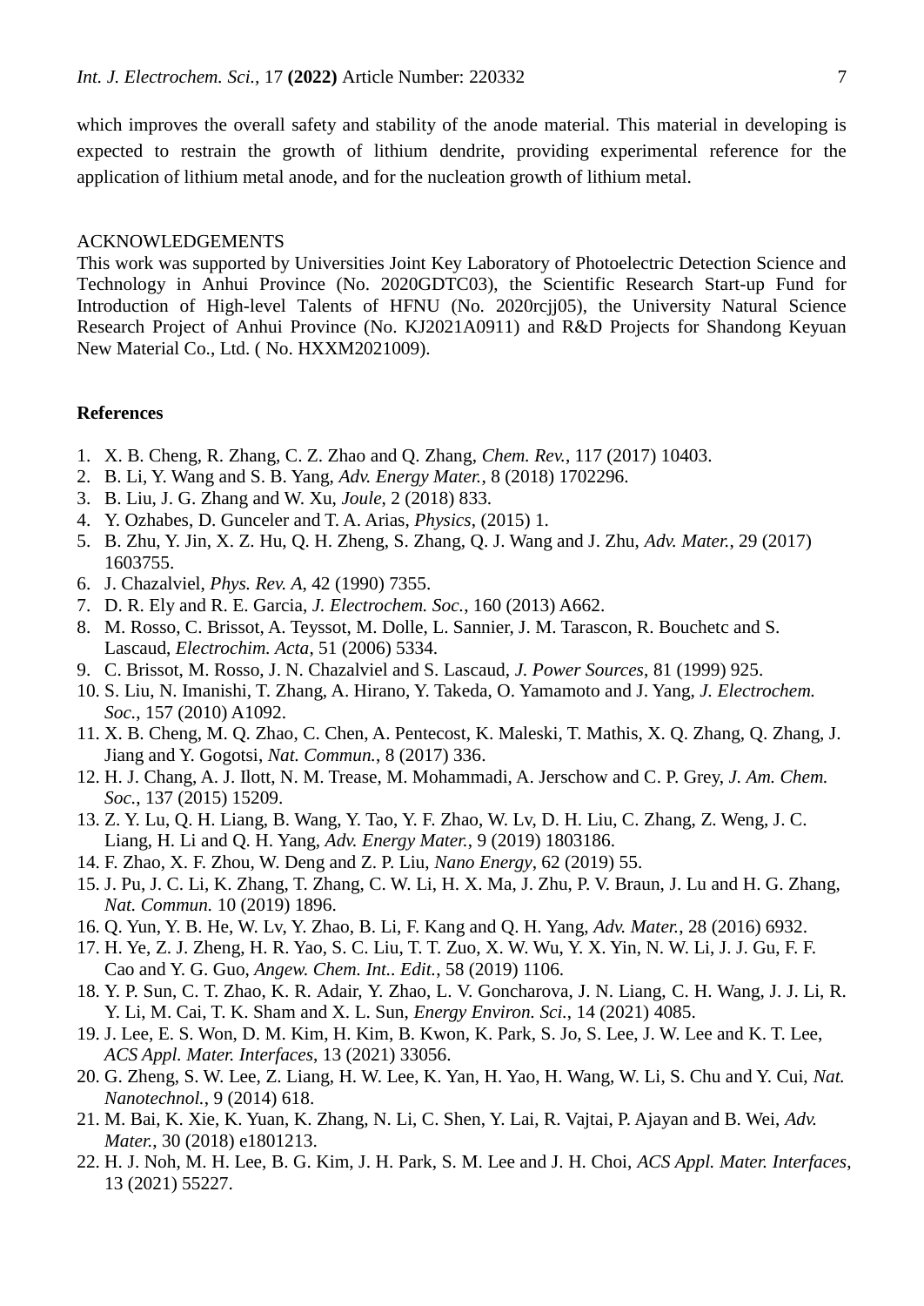which improves the overall safety and stability of the anode material. This material in developing is expected to restrain the growth of lithium dendrite, providing experimental reference for the application of lithium metal anode, and for the nucleation growth of lithium metal.

ACKNOWLEDGEMENTS

This work was supported by Universities Joint Key Laboratory of Photoelectric Detection Science and Technology in Anhui Province (No. 2020GDTC03), the Scientific Research Start-up Fund for Introduction of High-level Talents of HFNU (No. 2020rcjj05), the University Natural Science Research Project of Anhui Province (No. KJ2021A0911) and R&D Projects for Shandong Keyuan New Material Co., Ltd. ( No. HXXM2021009).

## References

1. X. B. Cheng, R. Zhang, C. Z. Zhao and Q. Zhang, *Chem. Rev.*, 117 (2017) 10403.
2. B. Li, Y. Wang and S. B. Yang, *Adv. Energy Mater.*, 8 (2018) 1702296.
3. B. Liu, J. G. Zhang and W. Xu, *Joule*, 2 (2018) 833.
4. Y. Ozhabes, D. Gunceler and T. A. Arias, *Physics*, (2015) 1.
5. B. Zhu, Y. Jin, X. Z. Hu, Q. H. Zheng, S. Zhang, Q. J. Wang and J. Zhu, *Adv. Mater.*, 29 (2017) 1603755.
6. J. Chazalviel, *Phys. Rev. A*, 42 (1990) 7355.
7. D. R. Ely and R. E. Garcia, *J. Electrochem. Soc.*, 160 (2013) A662.
8. M. Rosso, C. Brissot, A. Teyssot, M. Dolle, L. Sannier, J. M. Tarascon, R. Bouchetc and S. Lascaud, *Electrochim. Acta*, 51 (2006) 5334.
9. C. Brissot, M. Rosso, J. N. Chazalviel and S. Lascaud, *J. Power Sources*, 81 (1999) 925.
10. S. Liu, N. Imanishi, T. Zhang, A. Hirano, Y. Takeda, O. Yamamoto and J. Yang, *J. Electrochem. Soc.*, 157 (2010) A1092.
11. X. B. Cheng, M. Q. Zhao, C. Chen, A. Pentecost, K. Maleski, T. Mathis, X. Q. Zhang, Q. Zhang, J. Jiang and Y. Gogotsi, *Nat. Commun.*, 8 (2017) 336.
12. H. J. Chang, A. J. Ilott, N. M. Trease, M. Mohammadi, A. Jerschow and C. P. Grey, *J. Am. Chem. Soc.*, 137 (2015) 15209.
13. Z. Y. Lu, Q. H. Liang, B. Wang, Y. Tao, Y. F. Zhao, W. Lv, D. H. Liu, C. Zhang, Z. Weng, J. C. Liang, H. Li and Q. H. Yang, *Adv. Energy Mater.*, 9 (2019) 1803186.
14. F. Zhao, X. F. Zhou, W. Deng and Z. P. Liu, *Nano Energy*, 62 (2019) 55.
15. J. Pu, J. C. Li, K. Zhang, T. Zhang, C. W. Li, H. X. Ma, J. Zhu, P. V. Braun, J. Lu and H. G. Zhang, *Nat. Commun.* 10 (2019) 1896.
16. Q. Yun, Y. B. He, W. Lv, Y. Zhao, B. Li, F. Kang and Q. H. Yang, *Adv. Mater.*, 28 (2016) 6932.
17. H. Ye, Z. J. Zheng, H. R. Yao, S. C. Liu, T. T. Zuo, X. W. Wu, Y. X. Yin, N. W. Li, J. J. Gu, F. F. Cao and Y. G. Guo, *Angew. Chem. Int.. Edit.*, 58 (2019) 1106.
18. Y. P. Sun, C. T. Zhao, K. R. Adair, Y. Zhao, L. V. Goncharova, J. N. Liang, C. H. Wang, J. J. Li, R. Y. Li, M. Cai, T. K. Sham and X. L. Sun, *Energy Environ. Sci.*, 14 (2021) 4085.
19. J. Lee, E. S. Won, D. M. Kim, H. Kim, B. Kwon, K. Park, S. Jo, S. Lee, J. W. Lee and K. T. Lee, *ACS Appl. Mater. Interfaces*, 13 (2021) 33056.
20. G. Zheng, S. W. Lee, Z. Liang, H. W. Lee, K. Yan, H. Yao, H. Wang, W. Li, S. Chu and Y. Cui, *Nat. Nanotechnol.*, 9 (2014) 618.
21. M. Bai, K. Xie, K. Yuan, K. Zhang, N. Li, C. Shen, Y. Lai, R. Vajtai, P. Ajayan and B. Wei, *Adv. Mater.*, 30 (2018) e1801213.
22. H. J. Noh, M. H. Lee, B. G. Kim, J. H. Park, S. M. Lee and J. H. Choi, *ACS Appl. Mater. Interfaces*, 13 (2021) 55227.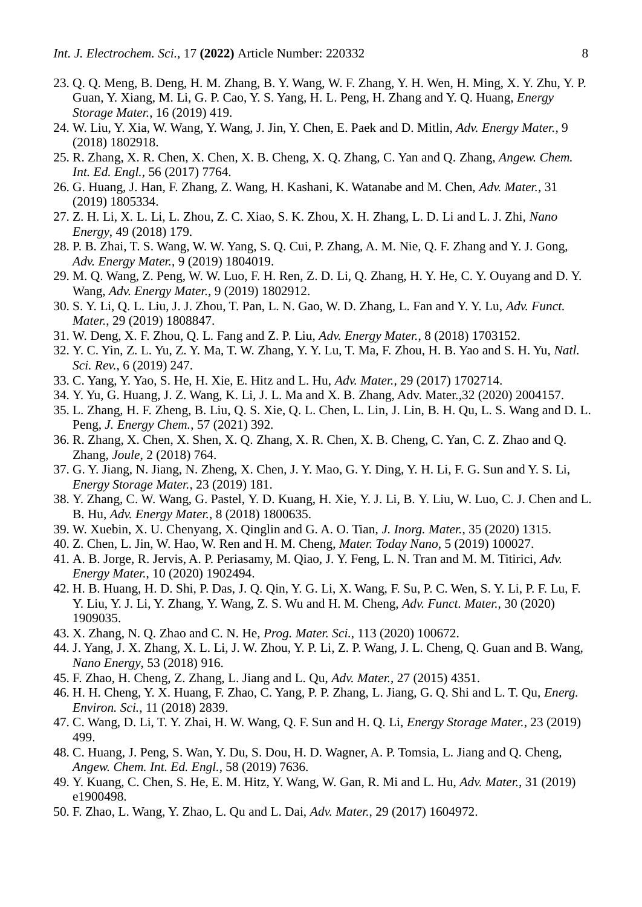23. Q. Q. Meng, B. Deng, H. M. Zhang, B. Y. Wang, W. F. Zhang, Y. H. Wen, H. Ming, X. Y. Zhu, Y. P. Guan, Y. Xiang, M. Li, G. P. Cao, Y. S. Yang, H. L. Peng, H. Zhang and Y. Q. Huang, *Energy Storage Mater.*, 16 (2019) 419.
24. W. Liu, Y. Xia, W. Wang, Y. Wang, J. Jin, Y. Chen, E. Paek and D. Mitlin, *Adv. Energy Mater.*, 9 (2018) 1802918.
25. R. Zhang, X. R. Chen, X. Chen, X. B. Cheng, X. Q. Zhang, C. Yan and Q. Zhang, *Angew. Chem. Int. Ed. Engl.*, 56 (2017) 7764.
26. G. Huang, J. Han, F. Zhang, Z. Wang, H. Kashani, K. Watanabe and M. Chen, *Adv. Mater.*, 31 (2019) 1805334.
27. Z. H. Li, X. L. Li, L. Zhou, Z. C. Xiao, S. K. Zhou, X. H. Zhang, L. D. Li and L. J. Zhi, *Nano Energy*, 49 (2018) 179.
28. P. B. Zhai, T. S. Wang, W. W. Yang, S. Q. Cui, P. Zhang, A. M. Nie, Q. F. Zhang and Y. J. Gong, *Adv. Energy Mater.*, 9 (2019) 1804019.
29. M. Q. Wang, Z. Peng, W. W. Luo, F. H. Ren, Z. D. Li, Q. Zhang, H. Y. He, C. Y. Ouyang and D. Y. Wang, *Adv. Energy Mater.*, 9 (2019) 1802912.
30. S. Y. Li, Q. L. Liu, J. J. Zhou, T. Pan, L. N. Gao, W. D. Zhang, L. Fan and Y. Y. Lu, *Adv. Funct. Mater.*, 29 (2019) 1808847.
31. W. Deng, X. F. Zhou, Q. L. Fang and Z. P. Liu, *Adv. Energy Mater.*, 8 (2018) 1703152.
32. Y. C. Yin, Z. L. Yu, Z. Y. Ma, T. W. Zhang, Y. Y. Lu, T. Ma, F. Zhou, H. B. Yao and S. H. Yu, *Natl. Sci. Rev.*, 6 (2019) 247.
33. C. Yang, Y. Yao, S. He, H. Xie, E. Hitz and L. Hu, *Adv. Mater.*, 29 (2017) 1702714.
34. Y. Yu, G. Huang, J. Z. Wang, K. Li, J. L. Ma and X. B. Zhang, Adv. Mater.,32 (2020) 2004157.
35. L. Zhang, H. F. Zheng, B. Liu, Q. S. Xie, Q. L. Chen, L. Lin, J. Lin, B. H. Qu, L. S. Wang and D. L. Peng, *J. Energy Chem.*, 57 (2021) 392.
36. R. Zhang, X. Chen, X. Shen, X. Q. Zhang, X. R. Chen, X. B. Cheng, C. Yan, C. Z. Zhao and Q. Zhang, *Joule*, 2 (2018) 764.
37. G. Y. Jiang, N. Jiang, N. Zheng, X. Chen, J. Y. Mao, G. Y. Ding, Y. H. Li, F. G. Sun and Y. S. Li, *Energy Storage Mater.*, 23 (2019) 181.
38. Y. Zhang, C. W. Wang, G. Pastel, Y. D. Kuang, H. Xie, Y. J. Li, B. Y. Liu, W. Luo, C. J. Chen and L. B. Hu, *Adv. Energy Mater.*, 8 (2018) 1800635.
39. W. Xuebin, X. U. Chenyang, X. Qinglin and G. A. O. Tian, *J. Inorg. Mater.*, 35 (2020) 1315.
40. Z. Chen, L. Jin, W. Hao, W. Ren and H. M. Cheng, *Mater. Today Nano*, 5 (2019) 100027.
41. A. B. Jorge, R. Jervis, A. P. Periasamy, M. Qiao, J. Y. Feng, L. N. Tran and M. M. Titirici, *Adv. Energy Mater.*, 10 (2020) 1902494.
42. H. B. Huang, H. D. Shi, P. Das, J. Q. Qin, Y. G. Li, X. Wang, F. Su, P. C. Wen, S. Y. Li, P. F. Lu, F. Y. Liu, Y. J. Li, Y. Zhang, Y. Wang, Z. S. Wu and H. M. Cheng, *Adv. Funct. Mater.*, 30 (2020) 1909035.
43. X. Zhang, N. Q. Zhao and C. N. He, *Prog. Mater. Sci.*, 113 (2020) 100672.
44. J. Yang, J. X. Zhang, X. L. Li, J. W. Zhou, Y. P. Li, Z. P. Wang, J. L. Cheng, Q. Guan and B. Wang, *Nano Energy*, 53 (2018) 916.
45. F. Zhao, H. Cheng, Z. Zhang, L. Jiang and L. Qu, *Adv. Mater.*, 27 (2015) 4351.
46. H. H. Cheng, Y. X. Huang, F. Zhao, C. Yang, P. P. Zhang, L. Jiang, G. Q. Shi and L. T. Qu, *Energ. Environ. Sci.*, 11 (2018) 2839.
47. C. Wang, D. Li, T. Y. Zhai, H. W. Wang, Q. F. Sun and H. Q. Li, *Energy Storage Mater.*, 23 (2019) 499.
48. C. Huang, J. Peng, S. Wan, Y. Du, S. Dou, H. D. Wagner, A. P. Tomsia, L. Jiang and Q. Cheng, *Angew. Chem. Int. Ed. Engl.*, 58 (2019) 7636.
49. Y. Kuang, C. Chen, S. He, E. M. Hitz, Y. Wang, W. Gan, R. Mi and L. Hu, *Adv. Mater.*, 31 (2019) e1900498.
50. F. Zhao, L. Wang, Y. Zhao, L. Qu and L. Dai, *Adv. Mater.*, 29 (2017) 1604972.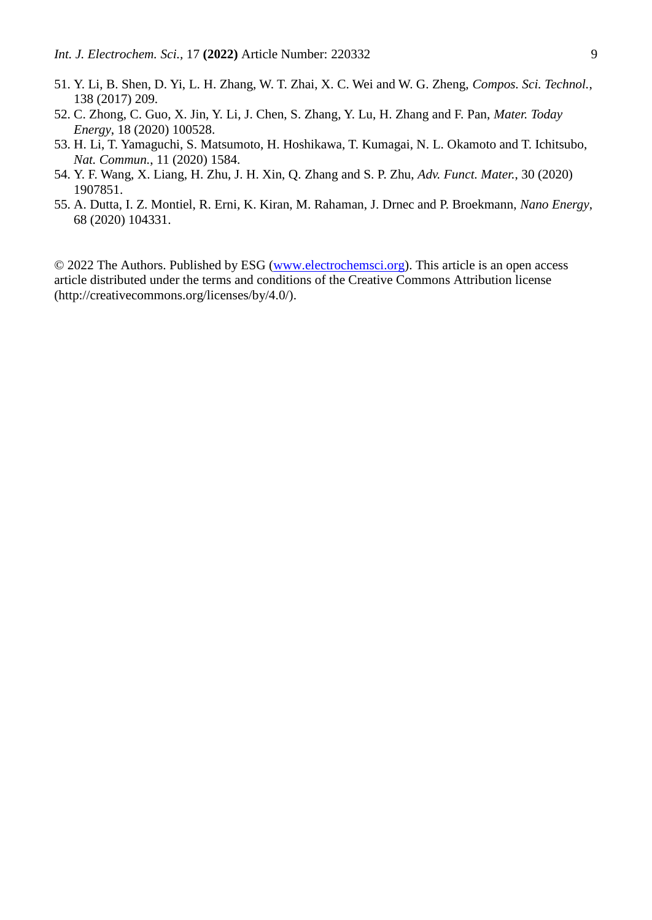51. Y. Li, B. Shen, D. Yi, L. H. Zhang, W. T. Zhai, X. C. Wei and W. G. Zheng, *Compos. Sci. Technol.*, 138 (2017) 209.
52. C. Zhong, C. Guo, X. Jin, Y. Li, J. Chen, S. Zhang, Y. Lu, H. Zhang and F. Pan, *Mater. Today Energy*, 18 (2020) 100528.
53. H. Li, T. Yamaguchi, S. Matsumoto, H. Hoshikawa, T. Kumagai, N. L. Okamoto and T. Ichitsubo, *Nat. Commun.*, 11 (2020) 1584.
54. Y. F. Wang, X. Liang, H. Zhu, J. H. Xin, Q. Zhang and S. P. Zhu, *Adv. Funct. Mater.*, 30 (2020) 1907851.
55. A. Dutta, I. Z. Montiel, R. Erni, K. Kiran, M. Rahaman, J. Drnec and P. Broekmann, *Nano Energy*, 68 (2020) 104331.

© 2022 The Authors. Published by ESG (www.electrochemsci.org). This article is an open access article distributed under the terms and conditions of the Creative Commons Attribution license (http://creativecommons.org/licenses/by/4.0/).